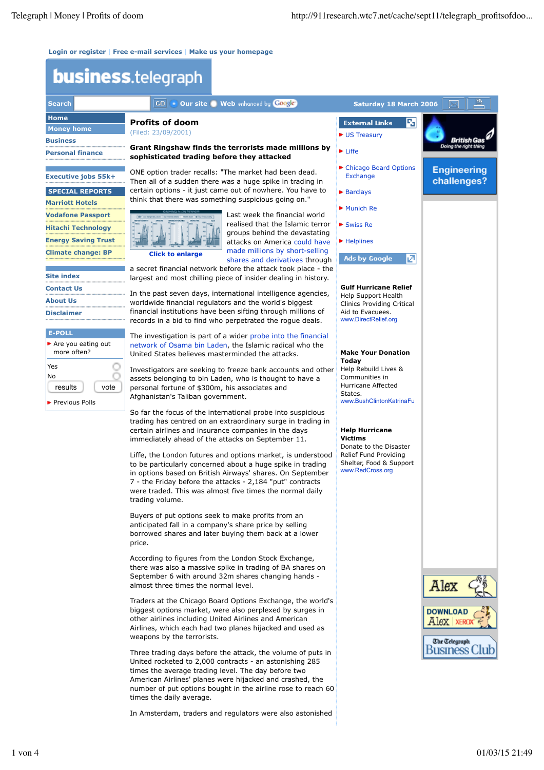# Profits of doom

(Filed: 23/09/2001)

**Grant Ringshaw finds the terrorists made millions by sophisticated trading before they attacked**

ONE option trader recalls: "The market had been dead. Then all of a sudden there was a huge spike in trading in certain options - it just came out of nowhere. You have to think that there was something suspicious going on."

Click to enlarge

Last week the financial world realised that the Islamic terror groups behind the devastating attacks on America could have made millions by short-selling shares and derivatives through a secret financial network before the attack took place - the largest and most chilling piece of insider dealing in history.

In the past seven days, international intelligence agencies, worldwide financial regulators and the world's biggest financial institutions have been sifting through millions of records in a bid to find who perpetrated the rogue deals.

The investigation is part of a wider probe into the financial network of Osama bin Laden, the Islamic radical who the United States believes masterminded the attacks.

Investigators are seeking to freeze bank accounts and other assets belonging to bin Laden, who is thought to have a personal fortune of $300m, his associates and Afghanistan's Taliban government.

So far the focus of the international probe into suspicious trading has centred on an extraordinary surge in trading in certain airlines and insurance companies in the days immediately ahead of the attacks on September 11.

Liffe, the London futures and options market, is understood to be particularly concerned about a huge spike in trading in options based on British Airways' shares. On September 7 - the Friday before the attacks - 2,184 "put" contracts were traded. This was almost five times the normal daily trading volume.

Buyers of put options seek to make profits from an anticipated fall in a company's share price by selling borrowed shares and later buying them back at a lower price.

According to figures from the London Stock Exchange, there was also a massive spike in trading of BA shares on September 6 with around 32m shares changing hands - almost three times the normal level.

Traders at the Chicago Board Options Exchange, the world's biggest options market, were also perplexed by surges in other airlines including United Airlines and American Airlines, which each had two planes hijacked and used as weapons by the terrorists.

Three trading days before the attack, the volume of puts in United rocketed to 2,000 contracts - an astonishing 285 times the average trading level. The day before two American Airlines' planes were hijacked and crashed, the number of put options bought in the airline rose to reach 60 times the daily average.

In Amsterdam, traders and regulators were also astonished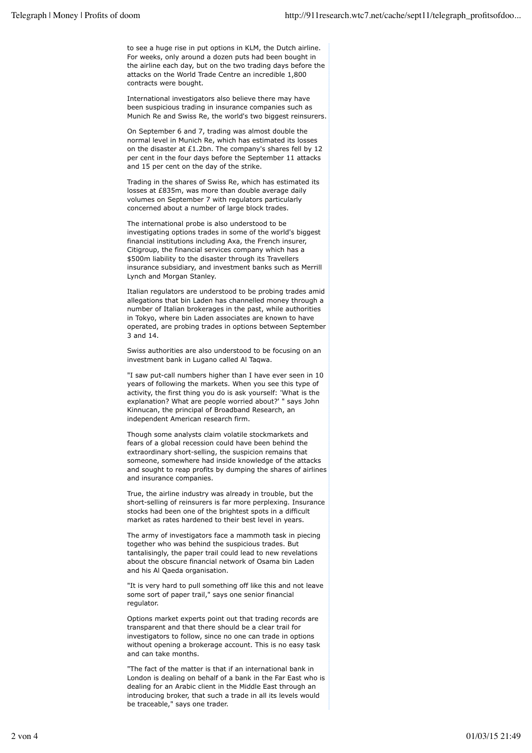to see a huge rise in put options in KLM, the Dutch airline. For weeks, only around a dozen puts had been bought in the airline each day, but on the two trading days before the attacks on the World Trade Centre an incredible 1,800 contracts were bought.

International investigators also believe there may have been suspicious trading in insurance companies such as Munich Re and Swiss Re, the world's two biggest reinsurers.

On September 6 and 7, trading was almost double the normal level in Munich Re, which has estimated its losses on the disaster at £1.2bn. The company's shares fell by 12 per cent in the four days before the September 11 attacks and 15 per cent on the day of the strike.

Trading in the shares of Swiss Re, which has estimated its losses at £835m, was more than double average daily volumes on September 7 with regulators particularly concerned about a number of large block trades.

The international probe is also understood to be investigating options trades in some of the world's biggest financial institutions including Axa, the French insurer, Citigroup, the financial services company which has a $500m liability to the disaster through its Travellers insurance subsidiary, and investment banks such as Merrill Lynch and Morgan Stanley.

Italian regulators are understood to be probing trades amid allegations that bin Laden has channelled money through a number of Italian brokerages in the past, while authorities in Tokyo, where bin Laden associates are known to have operated, are probing trades in options between September 3 and 14.

Swiss authorities are also understood to be focusing on an investment bank in Lugano called Al Taqwa.

"I saw put-call numbers higher than I have ever seen in 10 years of following the markets. When you see this type of activity, the first thing you do is ask yourself: 'What is the explanation? What are people worried about?' " says John Kinnucan, the principal of Broadband Research, an independent American research firm.

Though some analysts claim volatile stockmarkets and fears of a global recession could have been behind the extraordinary short-selling, the suspicion remains that someone, somewhere had inside knowledge of the attacks and sought to reap profits by dumping the shares of airlines and insurance companies.

True, the airline industry was already in trouble, but the short-selling of reinsurers is far more perplexing. Insurance stocks had been one of the brightest spots in a difficult market as rates hardened to their best level in years.

The army of investigators face a mammoth task in piecing together who was behind the suspicious trades. But tantalisingly, the paper trail could lead to new revelations about the obscure financial network of Osama bin Laden and his Al Qaeda organisation.

"It is very hard to pull something off like this and not leave some sort of paper trail," says one senior financial regulator.

Options market experts point out that trading records are transparent and that there should be a clear trail for investigators to follow, since no one can trade in options without opening a brokerage account. This is no easy task and can take months.

"The fact of the matter is that if an international bank in London is dealing on behalf of a bank in the Far East who is dealing for an Arabic client in the Middle East through an introducing broker, that such a trade in all its levels would be traceable," says one trader.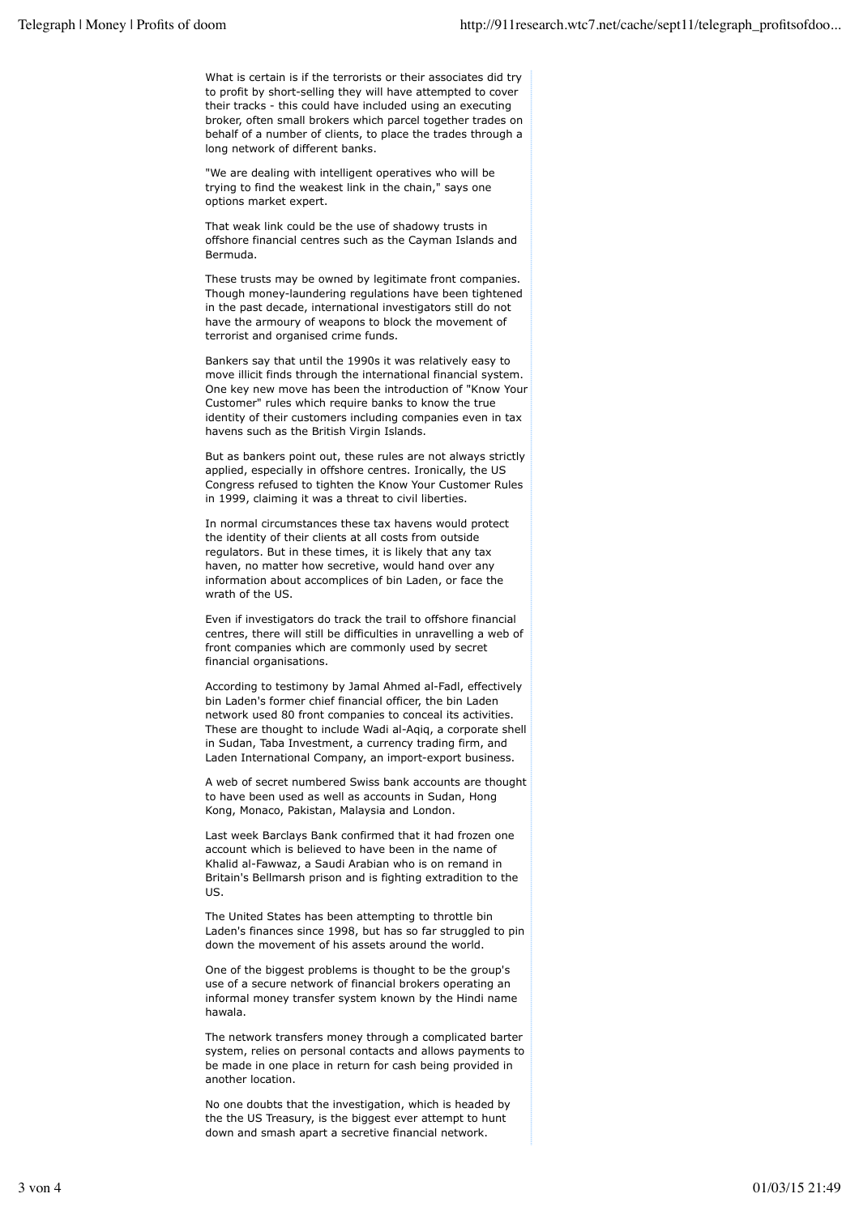What is certain is if the terrorists or their associates did try to profit by short-selling they will have attempted to cover their tracks - this could have included using an executing broker, often small brokers which parcel together trades on behalf of a number of clients, to place the trades through a long network of different banks.

"We are dealing with intelligent operatives who will be trying to find the weakest link in the chain," says one options market expert.

That weak link could be the use of shadowy trusts in offshore financial centres such as the Cayman Islands and Bermuda.

These trusts may be owned by legitimate front companies. Though money-laundering regulations have been tightened in the past decade, international investigators still do not have the armoury of weapons to block the movement of terrorist and organised crime funds.

Bankers say that until the 1990s it was relatively easy to move illicit finds through the international financial system. One key new move has been the introduction of "Know Your Customer" rules which require banks to know the true identity of their customers including companies even in tax havens such as the British Virgin Islands.

But as bankers point out, these rules are not always strictly applied, especially in offshore centres. Ironically, the US Congress refused to tighten the Know Your Customer Rules in 1999, claiming it was a threat to civil liberties.

In normal circumstances these tax havens would protect the identity of their clients at all costs from outside regulators. But in these times, it is likely that any tax haven, no matter how secretive, would hand over any information about accomplices of bin Laden, or face the wrath of the US.

Even if investigators do track the trail to offshore financial centres, there will still be difficulties in unravelling a web of front companies which are commonly used by secret financial organisations.

According to testimony by Jamal Ahmed al-Fadl, effectively bin Laden's former chief financial officer, the bin Laden network used 80 front companies to conceal its activities. These are thought to include Wadi al-Aqiq, a corporate shell in Sudan, Taba Investment, a currency trading firm, and Laden International Company, an import-export business.

A web of secret numbered Swiss bank accounts are thought to have been used as well as accounts in Sudan, Hong Kong, Monaco, Pakistan, Malaysia and London.

Last week Barclays Bank confirmed that it had frozen one account which is believed to have been in the name of Khalid al-Fawwaz, a Saudi Arabian who is on remand in Britain's Bellmarsh prison and is fighting extradition to the US.

The United States has been attempting to throttle bin Laden's finances since 1998, but has so far struggled to pin down the movement of his assets around the world.

One of the biggest problems is thought to be the group's use of a secure network of financial brokers operating an informal money transfer system known by the Hindi name hawala.

The network transfers money through a complicated barter system, relies on personal contacts and allows payments to be made in one place in return for cash being provided in another location.

No one doubts that the investigation, which is headed by the the US Treasury, is the biggest ever attempt to hunt down and smash apart a secretive financial network.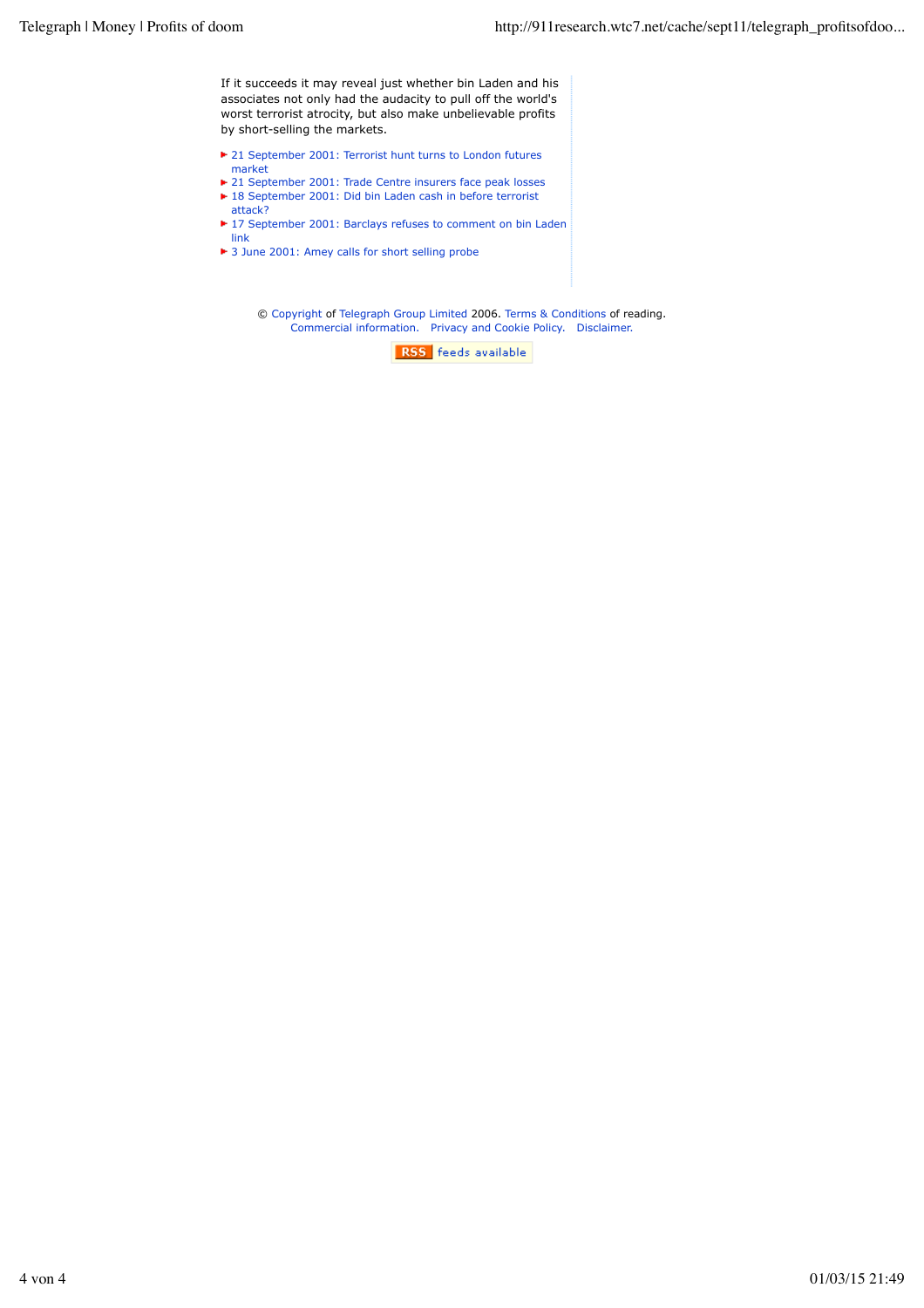If it succeeds it may reveal just whether bin Laden and his associates not only had the audacity to pull off the world's worst terrorist atrocity, but also make unbelievable profits by short-selling the markets.

- 21 September 2001: Terrorist hunt turns to London futures market
- 21 September 2001: Trade Centre insurers face peak losses
- 18 September 2001: Did bin Laden cash in before terrorist attack?
- 17 September 2001: Barclays refuses to comment on bin Laden link
- 3 June 2001: Amey calls for short selling probe

© Copyright of Telegraph Group Limited 2006. Terms & Conditions of reading.
Commercial information. Privacy and Cookie Policy. Disclaimer.

RSS feeds available